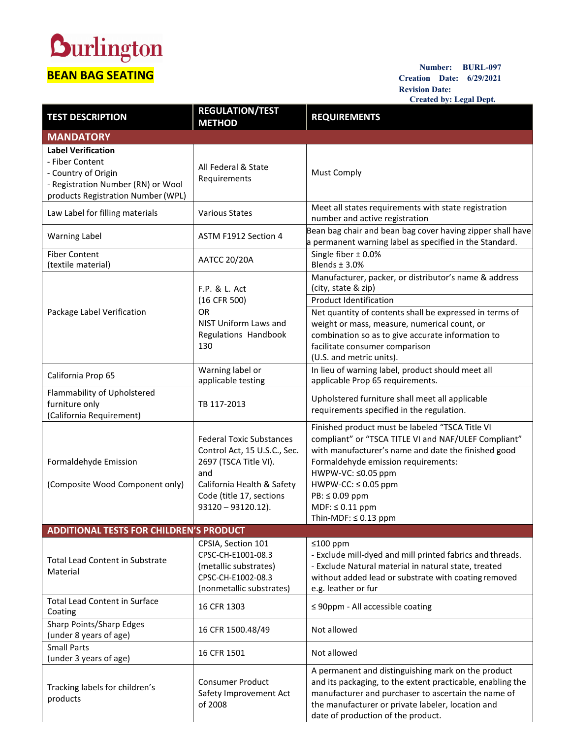# Burlington

## BEAN BAG SEATING

**Number:** BURL-097
**Creation Date:** 6/29/2021
**Revision Date:**
**Created by:** Legal Dept.

| TEST DESCRIPTION | REGULATION/TEST METHOD | REQUIREMENTS |
|---|---|---|
| **MANDATORY** | | |
| **Label Verification**<br>- Fiber Content<br>- Country of Origin<br>- Registration Number (RN) or Wool products Registration Number (WPL) | All Federal & State Requirements | Must Comply |
| Law Label for filling materials | Various States | Meet all states requirements with state registration number and active registration |
| Warning Label | ASTM F1912 Section 4 | Bean bag chair and bean bag cover having zipper shall have a permanent warning label as specified in the Standard. |
| Fiber Content<br>(textile material) | AATCC 20/20A | Single fiber ± 0.0%<br>Blends ± 3.0% |
| Package Label Verification | F.P. & L. Act<br>(16 CFR 500)<br>OR<br>NIST Uniform Laws and Regulations Handbook 130 | Manufacturer, packer, or distributor's name & address (city, state & zip)<br>Product Identification<br>Net quantity of contents shall be expressed in terms of weight or mass, measure, numerical count, or combination so as to give accurate information to facilitate consumer comparison<br>(U.S. and metric units). |
| California Prop 65 | Warning label or applicable testing | In lieu of warning label, product should meet all applicable Prop 65 requirements. |
| Flammability of Upholstered furniture only<br>(California Requirement) | TB 117-2013 | Upholstered furniture shall meet all applicable requirements specified in the regulation. |
| Formaldehyde Emission<br><br>(Composite Wood Component only) | Federal Toxic Substances Control Act, 15 U.S.C., Sec. 2697 (TSCA Title VI).<br>and<br>California Health & Safety Code (title 17, sections 93120 – 93120.12). | Finished product must be labeled "TSCA Title VI compliant" or "TSCA TITLE VI and NAF/ULEF Compliant" with manufacturer's name and date the finished good Formaldehyde emission requirements:<br>HWPW-VC: ≤0.05 ppm<br>HWPW-CC: ≤ 0.05 ppm<br>PB: ≤ 0.09 ppm<br>MDF: ≤ 0.11 ppm<br>Thin-MDF: ≤ 0.13 ppm |
| **ADDITIONAL TESTS FOR CHILDREN'S PRODUCT** | | |
| Total Lead Content in Substrate Material | CPSIA, Section 101<br>CPSC-CH-E1001-08.3 (metallic substrates)<br>CPSC-CH-E1002-08.3 (nonmetallic substrates) | ≤100 ppm<br>- Exclude mill-dyed and mill printed fabrics and threads.<br>- Exclude Natural material in natural state, treated without added lead or substrate with coating removed e.g. leather or fur |
| Total Lead Content in Surface Coating | 16 CFR 1303 | ≤ 90ppm - All accessible coating |
| Sharp Points/Sharp Edges<br>(under 8 years of age) | 16 CFR 1500.48/49 | Not allowed |
| Small Parts<br>(under 3 years of age) | 16 CFR 1501 | Not allowed |
| Tracking labels for children's products | Consumer Product Safety Improvement Act of 2008 | A permanent and distinguishing mark on the product and its packaging, to the extent practicable, enabling the manufacturer and purchaser to ascertain the name of the manufacturer or private labeler, location and date of production of the product. |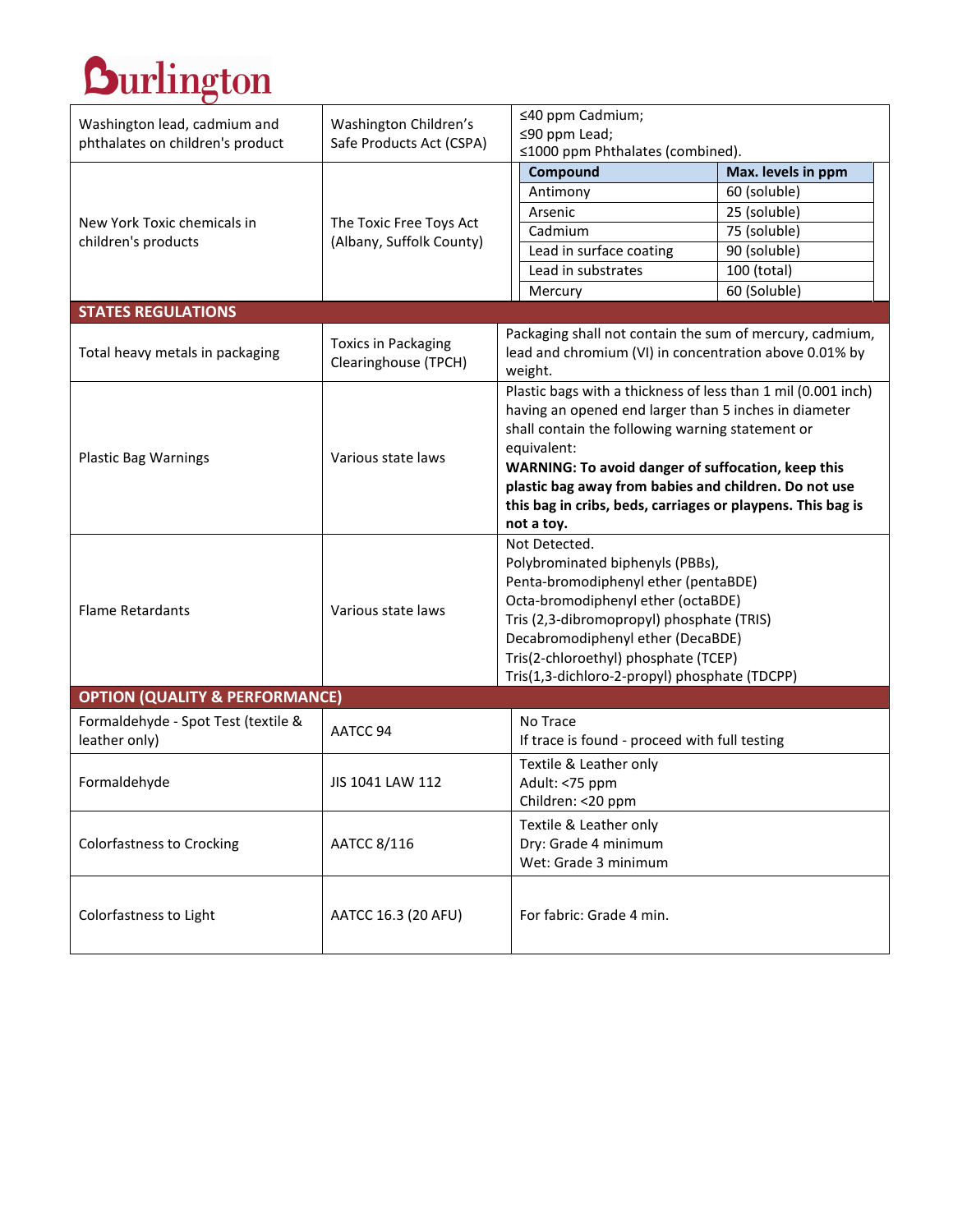| | | |
|---|---|---|
| Washington lead, cadmium and phthalates on children's product | Washington Children's Safe Products Act (CSPA) | ≤40 ppm Cadmium;<br>≤90 ppm Lead;<br>≤1000 ppm Phthalates (combined). |
| New York Toxic chemicals in children's products | The Toxic Free Toys Act (Albany, Suffolk County) | **Compound** / **Max. levels in ppm**<br>Antimony: 60 (soluble)<br>Arsenic: 25 (soluble)<br>Cadmium: 75 (soluble)<br>Lead in surface coating: 90 (soluble)<br>Lead in substrates: 100 (total)<br>Mercury: 60 (Soluble) |
| **STATES REGULATIONS** | | |
| Total heavy metals in packaging | Toxics in Packaging Clearinghouse (TPCH) | Packaging shall not contain the sum of mercury, cadmium, lead and chromium (VI) in concentration above 0.01% by weight. |
| Plastic Bag Warnings | Various state laws | Plastic bags with a thickness of less than 1 mil (0.001 inch) having an opened end larger than 5 inches in diameter shall contain the following warning statement or equivalent:<br>**WARNING: To avoid danger of suffocation, keep this plastic bag away from babies and children. Do not use this bag in cribs, beds, carriages or playpens. This bag is not a toy.** |
| Flame Retardants | Various state laws | Not Detected.<br>Polybrominated biphenyls (PBBs),<br>Penta-bromodiphenyl ether (pentaBDE)<br>Octa-bromodiphenyl ether (octaBDE)<br>Tris (2,3-dibromopropyl) phosphate (TRIS)<br>Decabromodiphenyl ether (DecaBDE)<br>Tris(2-chloroethyl) phosphate (TCEP)<br>Tris(1,3-dichloro-2-propyl) phosphate (TDCPP) |
| **OPTION (QUALITY & PERFORMANCE)** | | |
| Formaldehyde - Spot Test (textile & leather only) | AATCC 94 | No Trace<br>If trace is found - proceed with full testing |
| Formaldehyde | JIS 1041 LAW 112 | Textile & Leather only<br>Adult: <75 ppm<br>Children: <20 ppm |
| Colorfastness to Crocking | AATCC 8/116 | Textile & Leather only<br>Dry: Grade 4 minimum<br>Wet: Grade 3 minimum |
| Colorfastness to Light | AATCC 16.3 (20 AFU) | For fabric: Grade 4 min. |